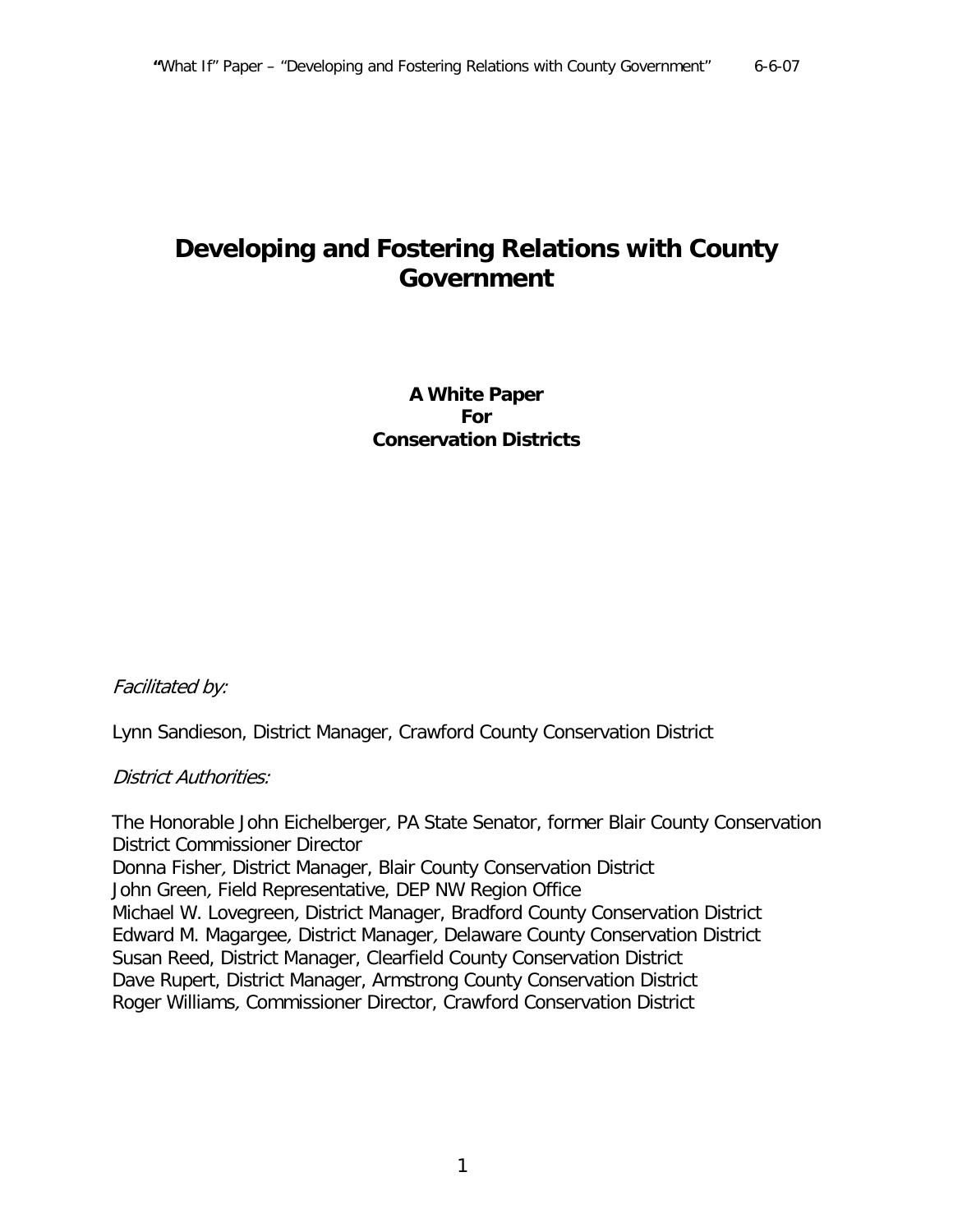# Developing and Fostering Relations with County Government

**A White Paper**
**For**
**Conservation Districts**

*Facilitated by:*

Lynn Sandieson, District Manager, Crawford County Conservation District

*District Authorities:*

The Honorable John Eichelberger, PA State Senator, former Blair County Conservation District Commissioner Director
Donna Fisher, District Manager, Blair County Conservation District
John Green, Field Representative, DEP NW Region Office
Michael W. Lovegreen, District Manager, Bradford County Conservation District
Edward M. Magargee, District Manager, Delaware County Conservation District
Susan Reed, District Manager, Clearfield County Conservation District
Dave Rupert, District Manager, Armstrong County Conservation District
Roger Williams, Commissioner Director, Crawford Conservation District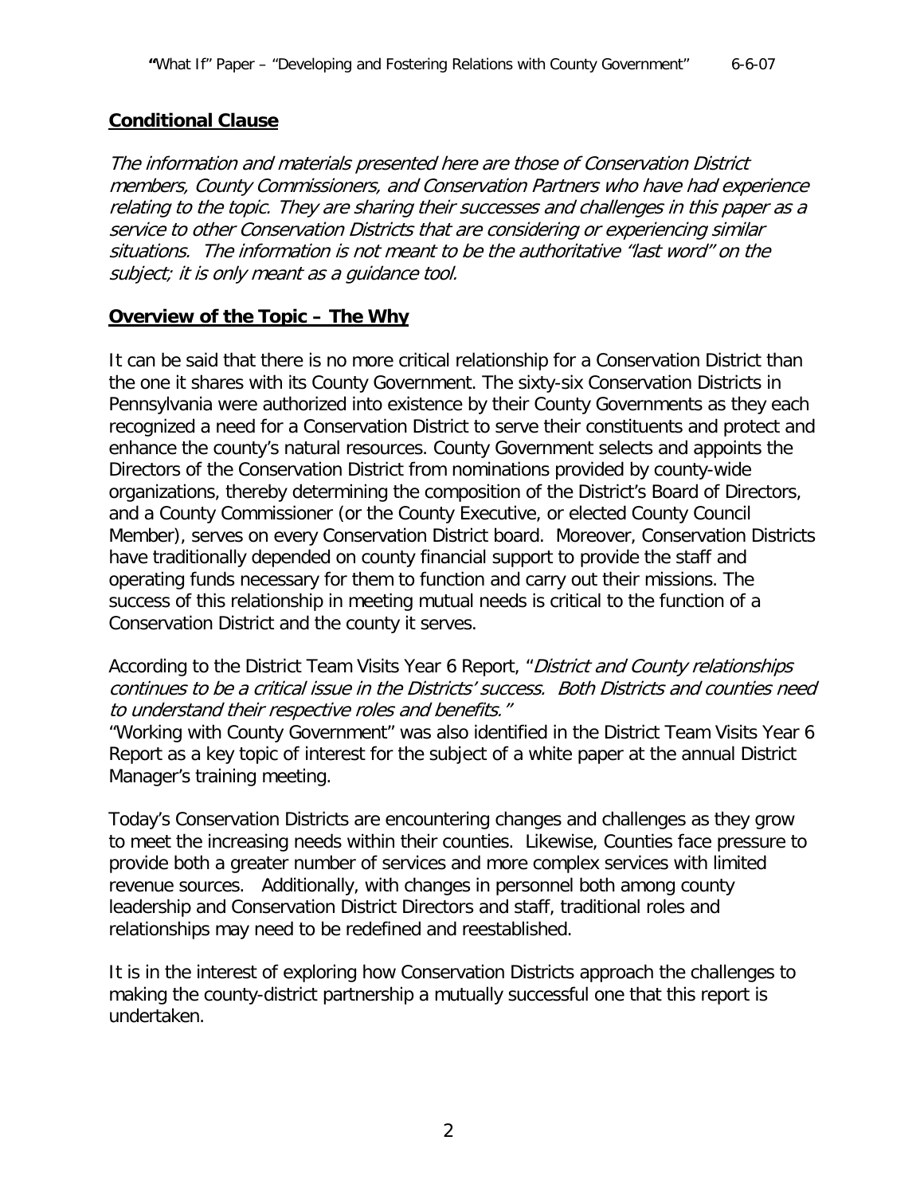## **Conditional Clause**

*The information and materials presented here are those of Conservation District members, County Commissioners, and Conservation Partners who have had experience relating to the topic. They are sharing their successes and challenges in this paper as a service to other Conservation Districts that are considering or experiencing similar situations. The information is not meant to be the authoritative "last word" on the subject; it is only meant as a guidance tool.*

## **Overview of the Topic – The Why**

It can be said that there is no more critical relationship for a Conservation District than the one it shares with its County Government. The sixty-six Conservation Districts in Pennsylvania were authorized into existence by their County Governments as they each recognized a need for a Conservation District to serve their constituents and protect and enhance the county's natural resources. County Government selects and appoints the Directors of the Conservation District from nominations provided by county-wide organizations, thereby determining the composition of the District's Board of Directors, and a County Commissioner (or the County Executive, or elected County Council Member), serves on every Conservation District board. Moreover, Conservation Districts have traditionally depended on county financial support to provide the staff and operating funds necessary for them to function and carry out their missions. The success of this relationship in meeting mutual needs is critical to the function of a Conservation District and the county it serves.

According to the District Team Visits Year 6 Report, "*District and County relationships continues to be a critical issue in the Districts' success. Both Districts and counties need to understand their respective roles and benefits.*"
"Working with County Government" was also identified in the District Team Visits Year 6 Report as a key topic of interest for the subject of a white paper at the annual District Manager's training meeting.

Today's Conservation Districts are encountering changes and challenges as they grow to meet the increasing needs within their counties. Likewise, Counties face pressure to provide both a greater number of services and more complex services with limited revenue sources. Additionally, with changes in personnel both among county leadership and Conservation District Directors and staff, traditional roles and relationships may need to be redefined and reestablished.

It is in the interest of exploring how Conservation Districts approach the challenges to making the county-district partnership a mutually successful one that this report is undertaken.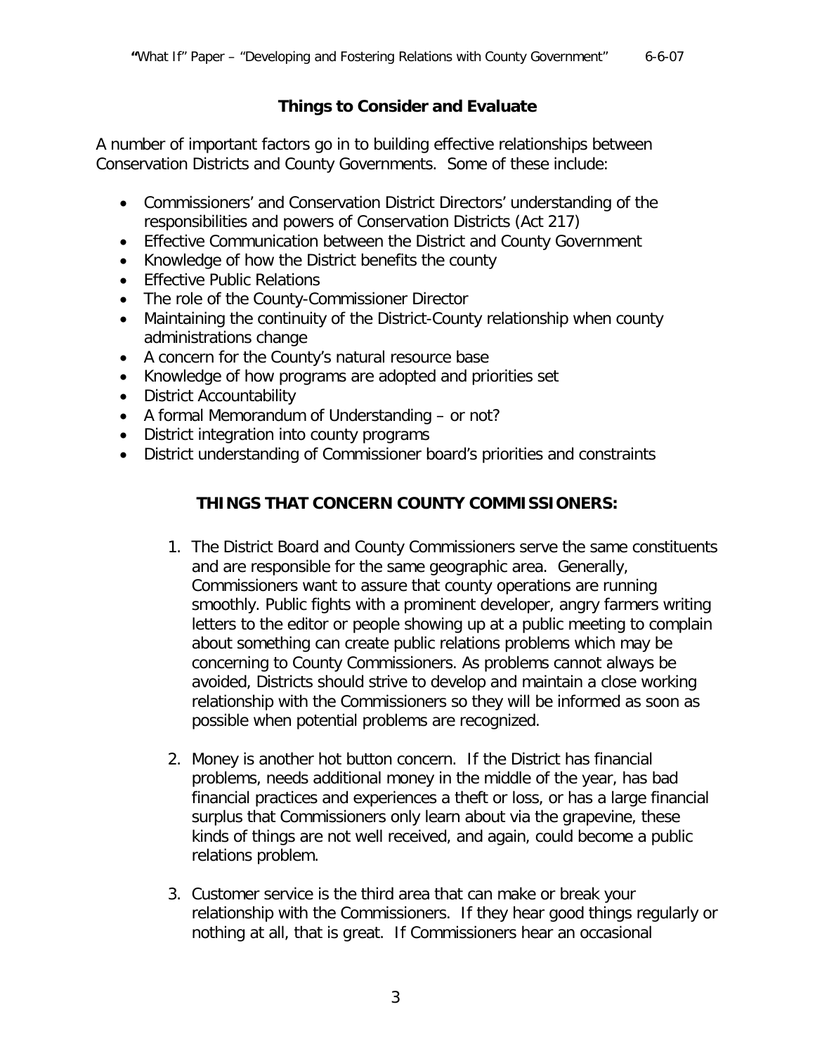## Things to Consider and Evaluate

A number of important factors go in to building effective relationships between Conservation Districts and County Governments. Some of these include:

- Commissioners' and Conservation District Directors' understanding of the responsibilities and powers of Conservation Districts (Act 217)
- Effective Communication between the District and County Government
- Knowledge of how the District benefits the county
- Effective Public Relations
- The role of the County-Commissioner Director
- Maintaining the continuity of the District-County relationship when county administrations change
- A concern for the County's natural resource base
- Knowledge of how programs are adopted and priorities set
- District Accountability
- A formal Memorandum of Understanding – or not?
- District integration into county programs
- District understanding of Commissioner board's priorities and constraints

## THINGS THAT CONCERN COUNTY COMMISSIONERS:

1. The District Board and County Commissioners serve the same constituents and are responsible for the same geographic area. Generally, Commissioners want to assure that county operations are running smoothly. Public fights with a prominent developer, angry farmers writing letters to the editor or people showing up at a public meeting to complain about something can create public relations problems which may be concerning to County Commissioners. As problems cannot always be avoided, Districts should strive to develop and maintain a close working relationship with the Commissioners so they will be informed as soon as possible when potential problems are recognized.

2. Money is another hot button concern. If the District has financial problems, needs additional money in the middle of the year, has bad financial practices and experiences a theft or loss, or has a large financial surplus that Commissioners only learn about via the grapevine, these kinds of things are not well received, and again, could become a public relations problem.

3. Customer service is the third area that can make or break your relationship with the Commissioners. If they hear good things regularly or nothing at all, that is great. If Commissioners hear an occasional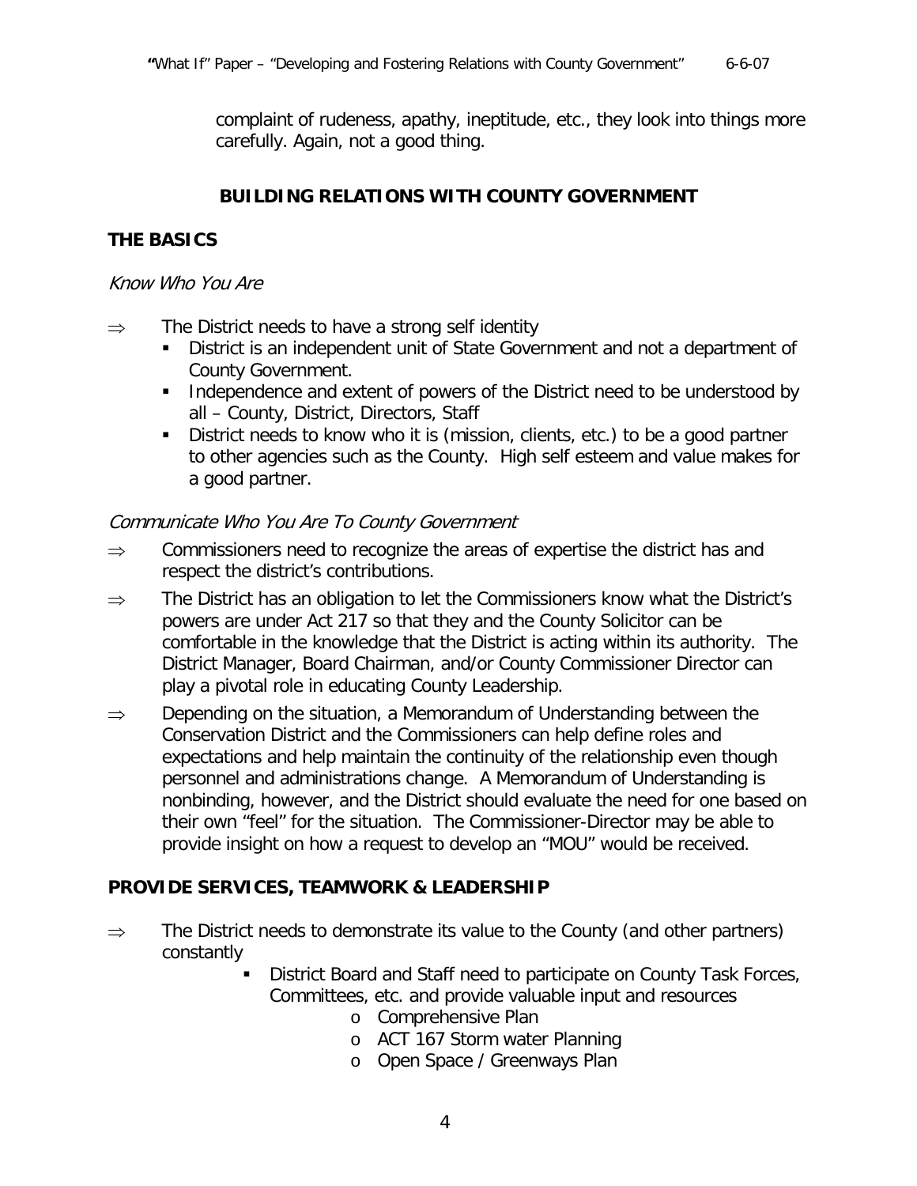complaint of rudeness, apathy, ineptitude, etc., they look into things more carefully. Again, not a good thing.

## BUILDING RELATIONS WITH COUNTY GOVERNMENT

### THE BASICS

*Know Who You Are*

⇒ The District needs to have a strong self identity
   - District is an independent unit of State Government and not a department of County Government.
   - Independence and extent of powers of the District need to be understood by all – County, District, Directors, Staff
   - District needs to know who it is (mission, clients, etc.) to be a good partner to other agencies such as the County. High self esteem and value makes for a good partner.

*Communicate Who You Are To County Government*

⇒ Commissioners need to recognize the areas of expertise the district has and respect the district's contributions.

⇒ The District has an obligation to let the Commissioners know what the District's powers are under Act 217 so that they and the County Solicitor can be comfortable in the knowledge that the District is acting within its authority. The District Manager, Board Chairman, and/or County Commissioner Director can play a pivotal role in educating County Leadership.

⇒ Depending on the situation, a Memorandum of Understanding between the Conservation District and the Commissioners can help define roles and expectations and help maintain the continuity of the relationship even though personnel and administrations change. A Memorandum of Understanding is nonbinding, however, and the District should evaluate the need for one based on their own "feel" for the situation. The Commissioner-Director may be able to provide insight on how a request to develop an "MOU" would be received.

### PROVIDE SERVICES, TEAMWORK & LEADERSHIP

⇒ The District needs to demonstrate its value to the County (and other partners) constantly
   - District Board and Staff need to participate on County Task Forces, Committees, etc. and provide valuable input and resources
     - Comprehensive Plan
     - ACT 167 Storm water Planning
     - Open Space / Greenways Plan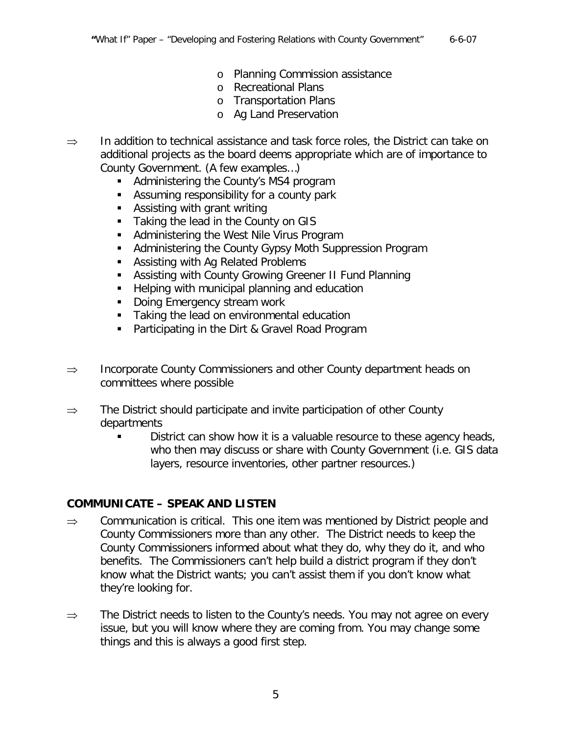- Planning Commission assistance
   - Recreational Plans
   - Transportation Plans
   - Ag Land Preservation

⇒ In addition to technical assistance and task force roles, the District can take on additional projects as the board deems appropriate which are of importance to County Government. (A few examples…)
  - Administering the County's MS4 program
  - Assuming responsibility for a county park
  - Assisting with grant writing
  - Taking the lead in the County on GIS
  - Administering the West Nile Virus Program
  - Administering the County Gypsy Moth Suppression Program
  - Assisting with Ag Related Problems
  - Assisting with County Growing Greener II Fund Planning
  - Helping with municipal planning and education
  - Doing Emergency stream work
  - Taking the lead on environmental education
  - Participating in the Dirt & Gravel Road Program

⇒ Incorporate County Commissioners and other County department heads on committees where possible

⇒ The District should participate and invite participation of other County departments
  - District can show how it is a valuable resource to these agency heads, who then may discuss or share with County Government (i.e. GIS data layers, resource inventories, other partner resources.)

**COMMUNICATE – SPEAK AND LISTEN**

⇒ Communication is critical. This one item was mentioned by District people and County Commissioners more than any other. The District needs to keep the County Commissioners informed about what they do, why they do it, and who benefits. The Commissioners can't help build a district program if they don't know what the District wants; you can't assist them if you don't know what they're looking for.

⇒ The District needs to listen to the County's needs. You may not agree on every issue, but you will know where they are coming from. You may change some things and this is always a good first step.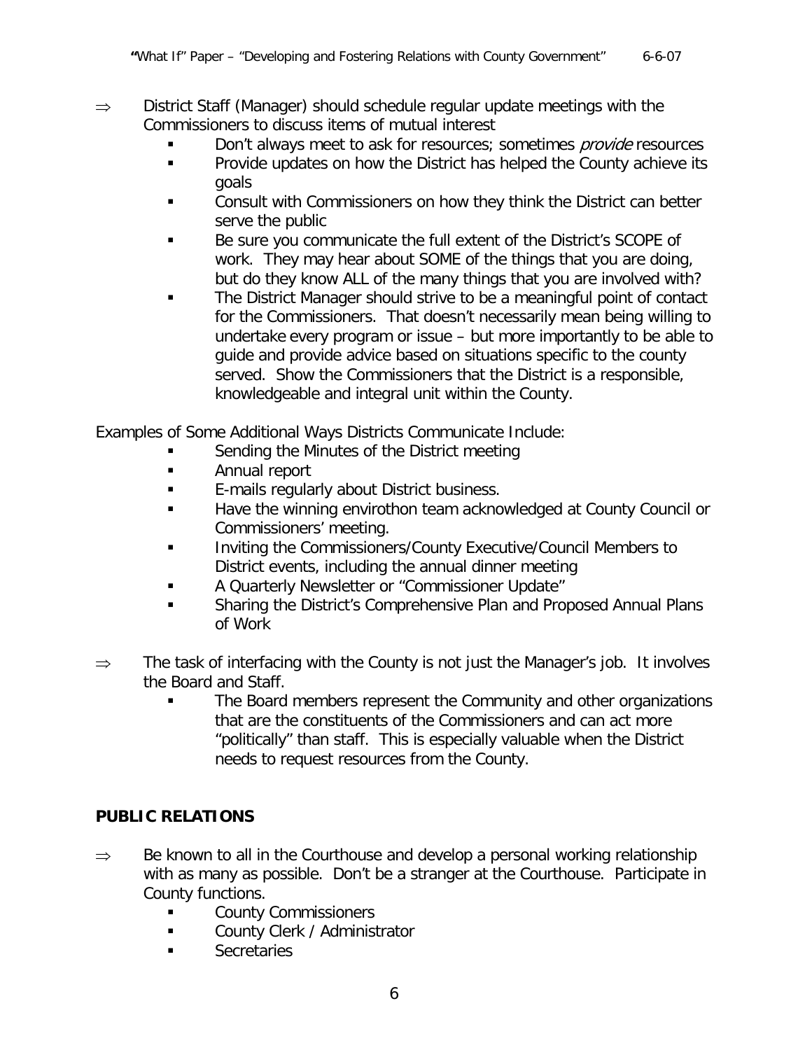⇒ District Staff (Manager) should schedule regular update meetings with the Commissioners to discuss items of mutual interest
  - Don't always meet to ask for resources; sometimes *provide* resources
  - Provide updates on how the District has helped the County achieve its goals
  - Consult with Commissioners on how they think the District can better serve the public
  - Be sure you communicate the full extent of the District's SCOPE of work. They may hear about SOME of the things that you are doing, but do they know ALL of the many things that you are involved with?
  - The District Manager should strive to be a meaningful point of contact for the Commissioners. That doesn't necessarily mean being willing to undertake every program or issue – but more importantly to be able to guide and provide advice based on situations specific to the county served. Show the Commissioners that the District is a responsible, knowledgeable and integral unit within the County.

Examples of Some Additional Ways Districts Communicate Include:
  - Sending the Minutes of the District meeting
  - Annual report
  - E-mails regularly about District business.
  - Have the winning envirothon team acknowledged at County Council or Commissioners' meeting.
  - Inviting the Commissioners/County Executive/Council Members to District events, including the annual dinner meeting
  - A Quarterly Newsletter or "Commissioner Update"
  - Sharing the District's Comprehensive Plan and Proposed Annual Plans of Work

⇒ The task of interfacing with the County is not just the Manager's job. It involves the Board and Staff.
  - The Board members represent the Community and other organizations that are the constituents of the Commissioners and can act more "politically" than staff. This is especially valuable when the District needs to request resources from the County.

## PUBLIC RELATIONS

⇒ Be known to all in the Courthouse and develop a personal working relationship with as many as possible. Don't be a stranger at the Courthouse. Participate in County functions.
  - County Commissioners
  - County Clerk / Administrator
  - Secretaries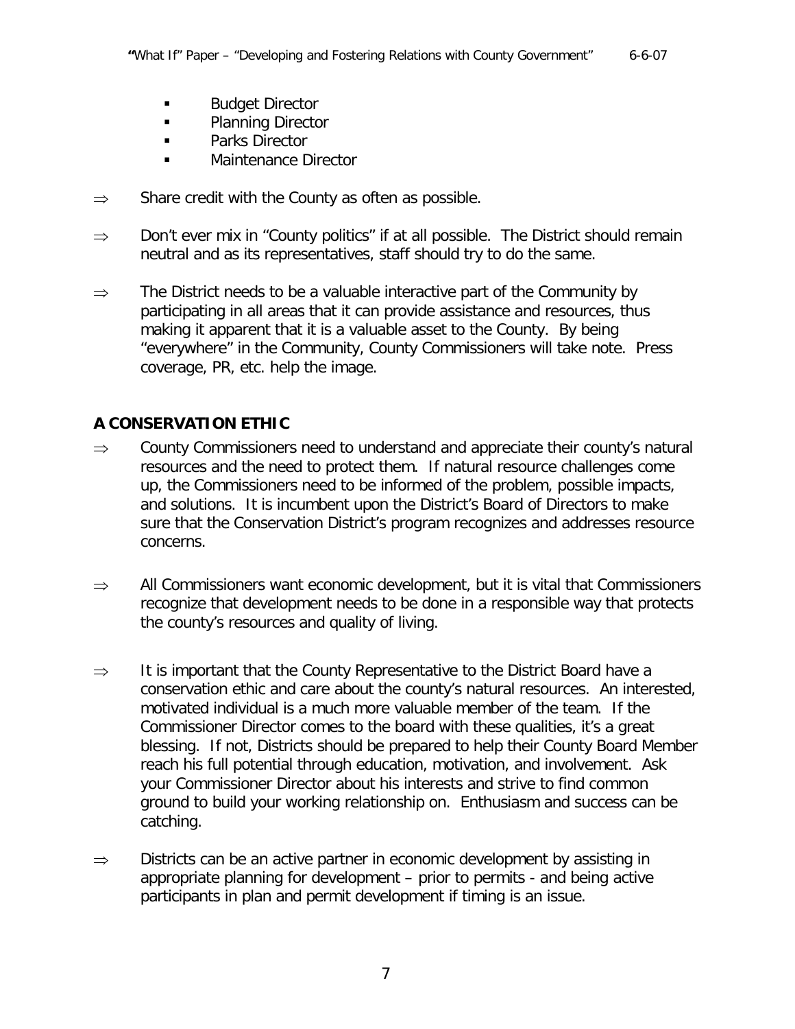- Budget Director
- Planning Director
- Parks Director
- Maintenance Director

⇒ Share credit with the County as often as possible.

⇒ Don't ever mix in "County politics" if at all possible. The District should remain neutral and as its representatives, staff should try to do the same.

⇒ The District needs to be a valuable interactive part of the Community by participating in all areas that it can provide assistance and resources, thus making it apparent that it is a valuable asset to the County. By being "everywhere" in the Community, County Commissioners will take note. Press coverage, PR, etc. help the image.

## A CONSERVATION ETHIC

⇒ County Commissioners need to understand and appreciate their county's natural resources and the need to protect them. If natural resource challenges come up, the Commissioners need to be informed of the problem, possible impacts, and solutions. It is incumbent upon the District's Board of Directors to make sure that the Conservation District's program recognizes and addresses resource concerns.

⇒ All Commissioners want economic development, but it is vital that Commissioners recognize that development needs to be done in a responsible way that protects the county's resources and quality of living.

⇒ It is important that the County Representative to the District Board have a conservation ethic and care about the county's natural resources. An interested, motivated individual is a much more valuable member of the team. If the Commissioner Director comes to the board with these qualities, it's a great blessing. If not, Districts should be prepared to help their County Board Member reach his full potential through education, motivation, and involvement. Ask your Commissioner Director about his interests and strive to find common ground to build your working relationship on. Enthusiasm and success can be catching.

⇒ Districts can be an active partner in economic development by assisting in appropriate planning for development – prior to permits - and being active participants in plan and permit development if timing is an issue.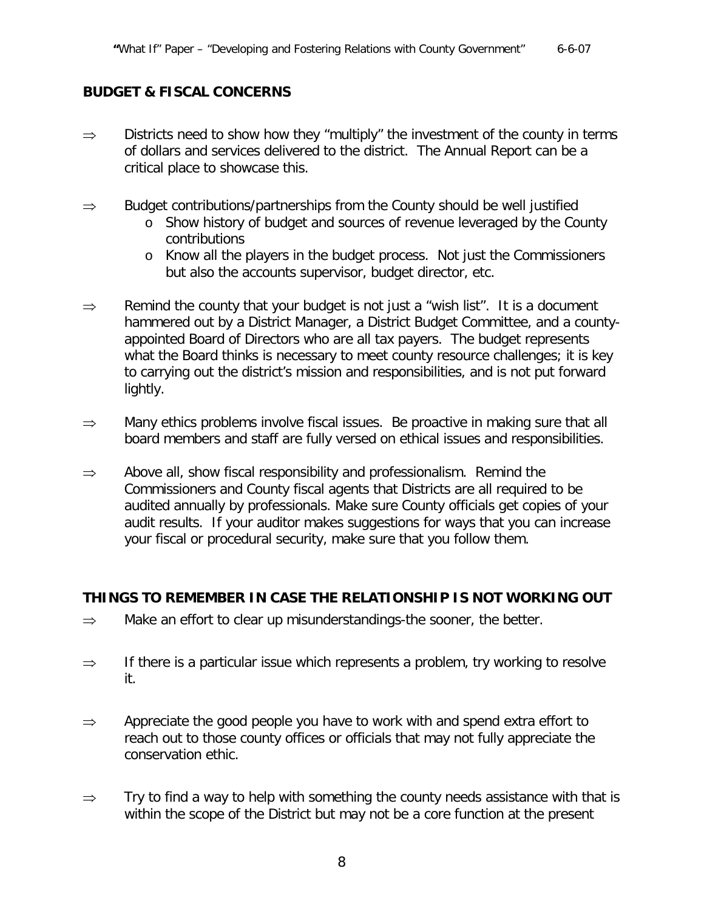## BUDGET & FISCAL CONCERNS

⇒ Districts need to show how they "multiply" the investment of the county in terms of dollars and services delivered to the district. The Annual Report can be a critical place to showcase this.

⇒ Budget contributions/partnerships from the County should be well justified
  - Show history of budget and sources of revenue leveraged by the County contributions
  - Know all the players in the budget process. Not just the Commissioners but also the accounts supervisor, budget director, etc.

⇒ Remind the county that your budget is not just a "wish list". It is a document hammered out by a District Manager, a District Budget Committee, and a county-appointed Board of Directors who are all tax payers. The budget represents what the Board thinks is necessary to meet county resource challenges; it is key to carrying out the district's mission and responsibilities, and is not put forward lightly.

⇒ Many ethics problems involve fiscal issues. Be proactive in making sure that all board members and staff are fully versed on ethical issues and responsibilities.

⇒ Above all, show fiscal responsibility and professionalism. Remind the Commissioners and County fiscal agents that Districts are all required to be audited annually by professionals. Make sure County officials get copies of your audit results. If your auditor makes suggestions for ways that you can increase your fiscal or procedural security, make sure that you follow them.

## THINGS TO REMEMBER IN CASE THE RELATIONSHIP IS NOT WORKING OUT

⇒ Make an effort to clear up misunderstandings-the sooner, the better.

⇒ If there is a particular issue which represents a problem, try working to resolve it.

⇒ Appreciate the good people you have to work with and spend extra effort to reach out to those county offices or officials that may not fully appreciate the conservation ethic.

⇒ Try to find a way to help with something the county needs assistance with that is within the scope of the District but may not be a core function at the present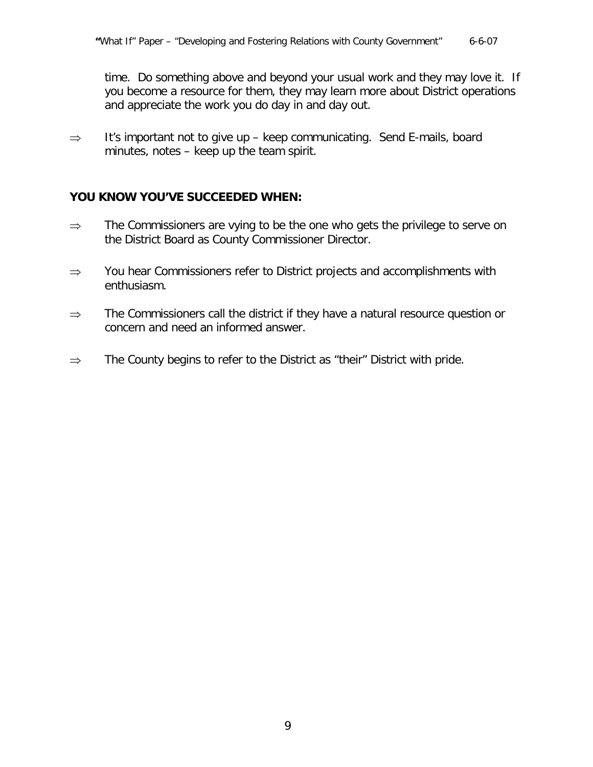time. Do something above and beyond your usual work and they may love it. If you become a resource for them, they may learn more about District operations and appreciate the work you do day in and day out.

⇒ It's important not to give up – keep communicating. Send E-mails, board minutes, notes – keep up the team spirit.

**YOU KNOW YOU'VE SUCCEEDED WHEN:**

⇒ The Commissioners are vying to be the one who gets the privilege to serve on the District Board as County Commissioner Director.

⇒ You hear Commissioners refer to District projects and accomplishments with enthusiasm.

⇒ The Commissioners call the district if they have a natural resource question or concern and need an informed answer.

⇒ The County begins to refer to the District as "their" District with pride.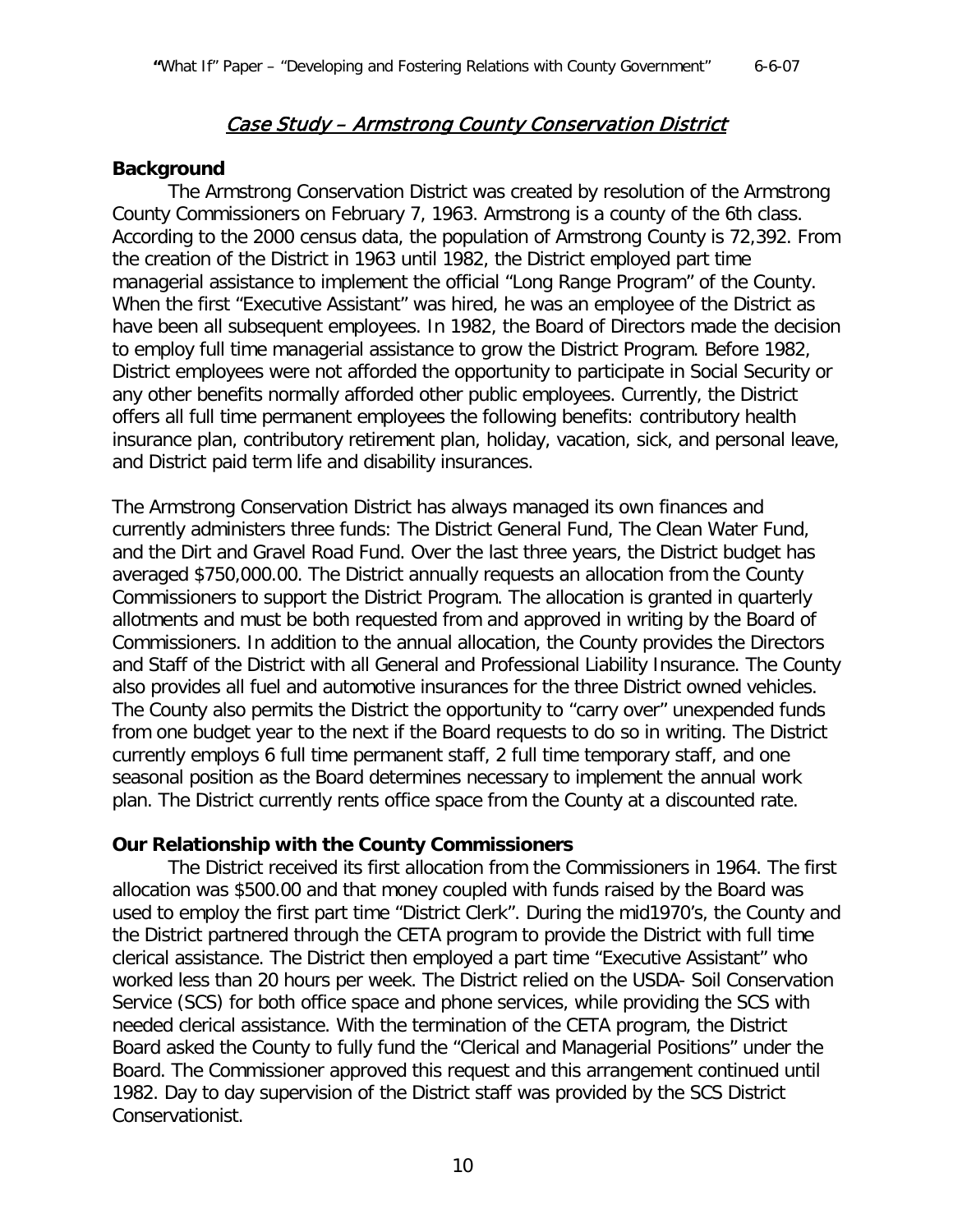## *Case Study – Armstrong County Conservation District*

**Background**

The Armstrong Conservation District was created by resolution of the Armstrong County Commissioners on February 7, 1963. Armstrong is a county of the 6th class. According to the 2000 census data, the population of Armstrong County is 72,392. From the creation of the District in 1963 until 1982, the District employed part time managerial assistance to implement the official "Long Range Program" of the County. When the first "Executive Assistant" was hired, he was an employee of the District as have been all subsequent employees. In 1982, the Board of Directors made the decision to employ full time managerial assistance to grow the District Program. Before 1982, District employees were not afforded the opportunity to participate in Social Security or any other benefits normally afforded other public employees. Currently, the District offers all full time permanent employees the following benefits: contributory health insurance plan, contributory retirement plan, holiday, vacation, sick, and personal leave, and District paid term life and disability insurances.

The Armstrong Conservation District has always managed its own finances and currently administers three funds: The District General Fund, The Clean Water Fund, and the Dirt and Gravel Road Fund. Over the last three years, the District budget has averaged $750,000.00. The District annually requests an allocation from the County Commissioners to support the District Program. The allocation is granted in quarterly allotments and must be both requested from and approved in writing by the Board of Commissioners. In addition to the annual allocation, the County provides the Directors and Staff of the District with all General and Professional Liability Insurance. The County also provides all fuel and automotive insurances for the three District owned vehicles. The County also permits the District the opportunity to "carry over" unexpended funds from one budget year to the next if the Board requests to do so in writing. The District currently employs 6 full time permanent staff, 2 full time temporary staff, and one seasonal position as the Board determines necessary to implement the annual work plan. The District currently rents office space from the County at a discounted rate.

**Our Relationship with the County Commissioners**

The District received its first allocation from the Commissioners in 1964. The first allocation was $500.00 and that money coupled with funds raised by the Board was used to employ the first part time "District Clerk". During the mid1970's, the County and the District partnered through the CETA program to provide the District with full time clerical assistance. The District then employed a part time "Executive Assistant" who worked less than 20 hours per week. The District relied on the USDA- Soil Conservation Service (SCS) for both office space and phone services, while providing the SCS with needed clerical assistance. With the termination of the CETA program, the District Board asked the County to fully fund the "Clerical and Managerial Positions" under the Board. The Commissioner approved this request and this arrangement continued until 1982. Day to day supervision of the District staff was provided by the SCS District Conservationist.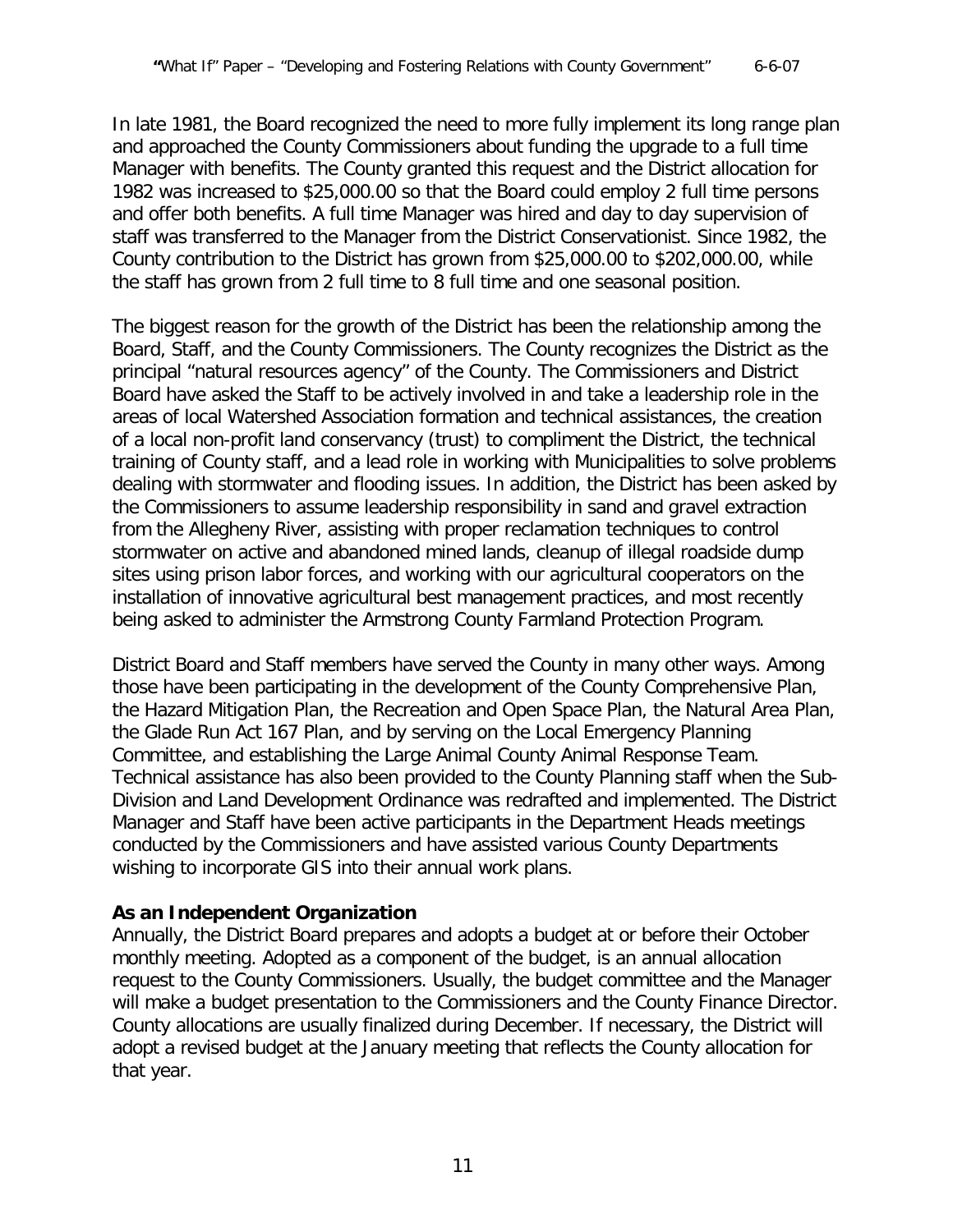In late 1981, the Board recognized the need to more fully implement its long range plan and approached the County Commissioners about funding the upgrade to a full time Manager with benefits. The County granted this request and the District allocation for 1982 was increased to $25,000.00 so that the Board could employ 2 full time persons and offer both benefits. A full time Manager was hired and day to day supervision of staff was transferred to the Manager from the District Conservationist. Since 1982, the County contribution to the District has grown from $25,000.00 to $202,000.00, while the staff has grown from 2 full time to 8 full time and one seasonal position.

The biggest reason for the growth of the District has been the relationship among the Board, Staff, and the County Commissioners. The County recognizes the District as the principal "natural resources agency" of the County. The Commissioners and District Board have asked the Staff to be actively involved in and take a leadership role in the areas of local Watershed Association formation and technical assistances, the creation of a local non-profit land conservancy (trust) to compliment the District, the technical training of County staff, and a lead role in working with Municipalities to solve problems dealing with stormwater and flooding issues. In addition, the District has been asked by the Commissioners to assume leadership responsibility in sand and gravel extraction from the Allegheny River, assisting with proper reclamation techniques to control stormwater on active and abandoned mined lands, cleanup of illegal roadside dump sites using prison labor forces, and working with our agricultural cooperators on the installation of innovative agricultural best management practices, and most recently being asked to administer the Armstrong County Farmland Protection Program.

District Board and Staff members have served the County in many other ways. Among those have been participating in the development of the County Comprehensive Plan, the Hazard Mitigation Plan, the Recreation and Open Space Plan, the Natural Area Plan, the Glade Run Act 167 Plan, and by serving on the Local Emergency Planning Committee, and establishing the Large Animal County Animal Response Team. Technical assistance has also been provided to the County Planning staff when the Sub-Division and Land Development Ordinance was redrafted and implemented. The District Manager and Staff have been active participants in the Department Heads meetings conducted by the Commissioners and have assisted various County Departments wishing to incorporate GIS into their annual work plans.

**As an Independent Organization**

Annually, the District Board prepares and adopts a budget at or before their October monthly meeting. Adopted as a component of the budget, is an annual allocation request to the County Commissioners. Usually, the budget committee and the Manager will make a budget presentation to the Commissioners and the County Finance Director. County allocations are usually finalized during December. If necessary, the District will adopt a revised budget at the January meeting that reflects the County allocation for that year.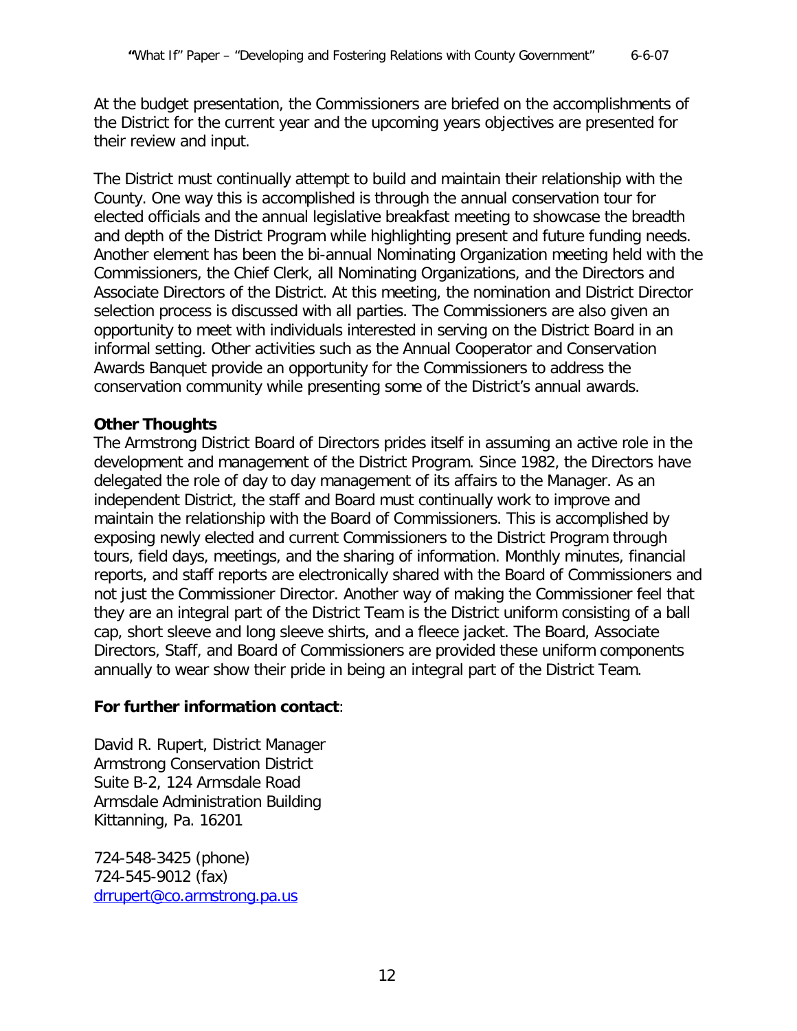At the budget presentation, the Commissioners are briefed on the accomplishments of the District for the current year and the upcoming years objectives are presented for their review and input.

The District must continually attempt to build and maintain their relationship with the County. One way this is accomplished is through the annual conservation tour for elected officials and the annual legislative breakfast meeting to showcase the breadth and depth of the District Program while highlighting present and future funding needs. Another element has been the bi-annual Nominating Organization meeting held with the Commissioners, the Chief Clerk, all Nominating Organizations, and the Directors and Associate Directors of the District. At this meeting, the nomination and District Director selection process is discussed with all parties. The Commissioners are also given an opportunity to meet with individuals interested in serving on the District Board in an informal setting. Other activities such as the Annual Cooperator and Conservation Awards Banquet provide an opportunity for the Commissioners to address the conservation community while presenting some of the District's annual awards.

**Other Thoughts**

The Armstrong District Board of Directors prides itself in assuming an active role in the development and management of the District Program. Since 1982, the Directors have delegated the role of day to day management of its affairs to the Manager. As an independent District, the staff and Board must continually work to improve and maintain the relationship with the Board of Commissioners. This is accomplished by exposing newly elected and current Commissioners to the District Program through tours, field days, meetings, and the sharing of information. Monthly minutes, financial reports, and staff reports are electronically shared with the Board of Commissioners and not just the Commissioner Director. Another way of making the Commissioner feel that they are an integral part of the District Team is the District uniform consisting of a ball cap, short sleeve and long sleeve shirts, and a fleece jacket. The Board, Associate Directors, Staff, and Board of Commissioners are provided these uniform components annually to wear show their pride in being an integral part of the District Team.

**For further information contact**:

David R. Rupert, District Manager
Armstrong Conservation District
Suite B-2, 124 Armsdale Road
Armsdale Administration Building
Kittanning, Pa. 16201

724-548-3425 (phone)
724-545-9012 (fax)
drrupert@co.armstrong.pa.us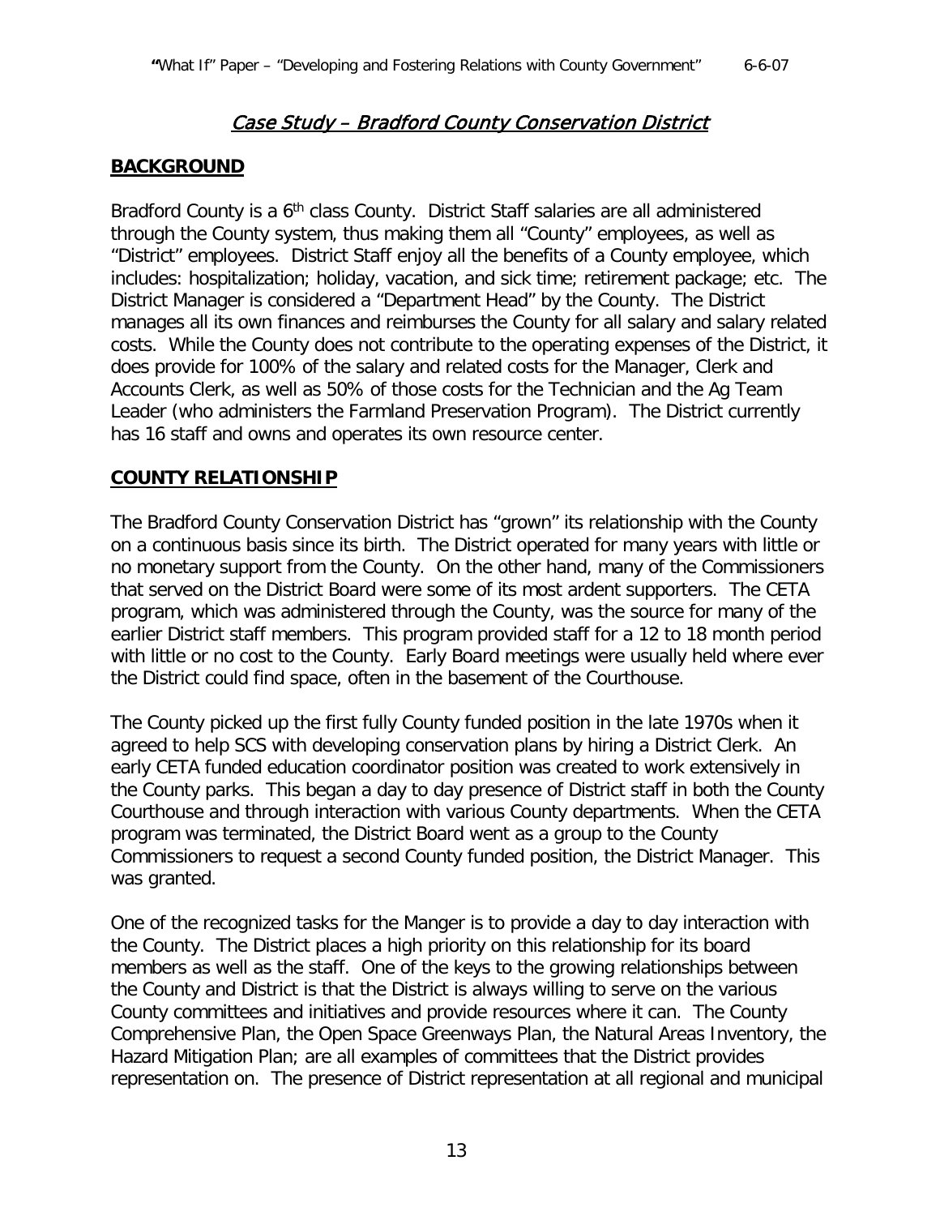## *Case Study – Bradford County Conservation District*

### BACKGROUND

Bradford County is a 6th class County. District Staff salaries are all administered through the County system, thus making them all "County" employees, as well as "District" employees. District Staff enjoy all the benefits of a County employee, which includes: hospitalization; holiday, vacation, and sick time; retirement package; etc. The District Manager is considered a "Department Head" by the County. The District manages all its own finances and reimburses the County for all salary and salary related costs. While the County does not contribute to the operating expenses of the District, it does provide for 100% of the salary and related costs for the Manager, Clerk and Accounts Clerk, as well as 50% of those costs for the Technician and the Ag Team Leader (who administers the Farmland Preservation Program). The District currently has 16 staff and owns and operates its own resource center.

### COUNTY RELATIONSHIP

The Bradford County Conservation District has "grown" its relationship with the County on a continuous basis since its birth. The District operated for many years with little or no monetary support from the County. On the other hand, many of the Commissioners that served on the District Board were some of its most ardent supporters. The CETA program, which was administered through the County, was the source for many of the earlier District staff members. This program provided staff for a 12 to 18 month period with little or no cost to the County. Early Board meetings were usually held where ever the District could find space, often in the basement of the Courthouse.

The County picked up the first fully County funded position in the late 1970s when it agreed to help SCS with developing conservation plans by hiring a District Clerk. An early CETA funded education coordinator position was created to work extensively in the County parks. This began a day to day presence of District staff in both the County Courthouse and through interaction with various County departments. When the CETA program was terminated, the District Board went as a group to the County Commissioners to request a second County funded position, the District Manager. This was granted.

One of the recognized tasks for the Manger is to provide a day to day interaction with the County. The District places a high priority on this relationship for its board members as well as the staff. One of the keys to the growing relationships between the County and District is that the District is always willing to serve on the various County committees and initiatives and provide resources where it can. The County Comprehensive Plan, the Open Space Greenways Plan, the Natural Areas Inventory, the Hazard Mitigation Plan; are all examples of committees that the District provides representation on. The presence of District representation at all regional and municipal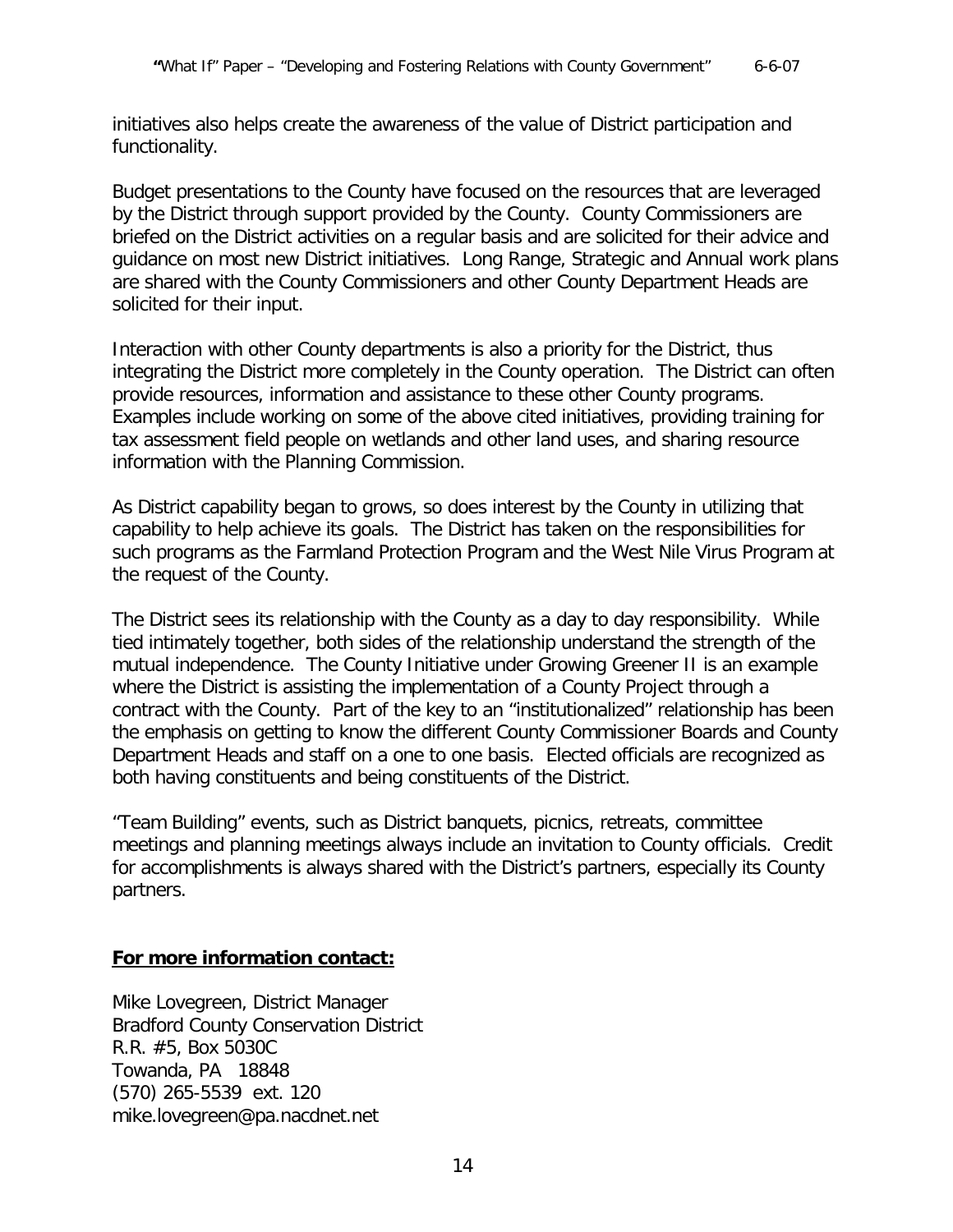initiatives also helps create the awareness of the value of District participation and functionality.

Budget presentations to the County have focused on the resources that are leveraged by the District through support provided by the County. County Commissioners are briefed on the District activities on a regular basis and are solicited for their advice and guidance on most new District initiatives. Long Range, Strategic and Annual work plans are shared with the County Commissioners and other County Department Heads are solicited for their input.

Interaction with other County departments is also a priority for the District, thus integrating the District more completely in the County operation. The District can often provide resources, information and assistance to these other County programs. Examples include working on some of the above cited initiatives, providing training for tax assessment field people on wetlands and other land uses, and sharing resource information with the Planning Commission.

As District capability began to grows, so does interest by the County in utilizing that capability to help achieve its goals. The District has taken on the responsibilities for such programs as the Farmland Protection Program and the West Nile Virus Program at the request of the County.

The District sees its relationship with the County as a day to day responsibility. While tied intimately together, both sides of the relationship understand the strength of the mutual independence. The County Initiative under Growing Greener II is an example where the District is assisting the implementation of a County Project through a contract with the County. Part of the key to an "institutionalized" relationship has been the emphasis on getting to know the different County Commissioner Boards and County Department Heads and staff on a one to one basis. Elected officials are recognized as both having constituents and being constituents of the District.

"Team Building" events, such as District banquets, picnics, retreats, committee meetings and planning meetings always include an invitation to County officials. Credit for accomplishments is always shared with the District's partners, especially its County partners.

**For more information contact:**

Mike Lovegreen, District Manager
Bradford County Conservation District
R.R. #5, Box 5030C
Towanda, PA 18848
(570) 265-5539 ext. 120
mike.lovegreen@pa.nacdnet.net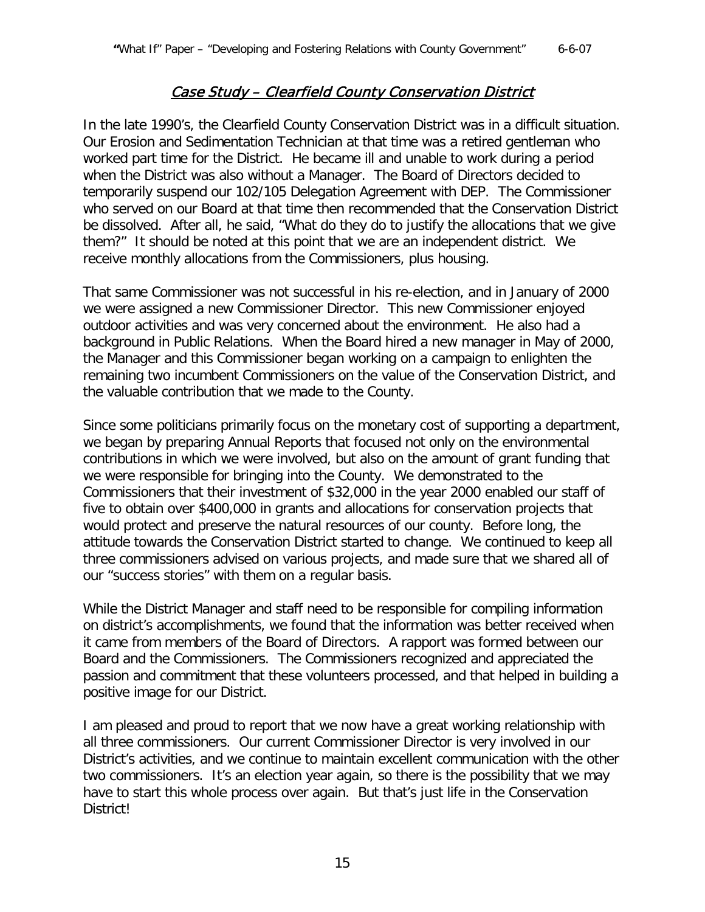## *Case Study – Clearfield County Conservation District*

In the late 1990's, the Clearfield County Conservation District was in a difficult situation. Our Erosion and Sedimentation Technician at that time was a retired gentleman who worked part time for the District. He became ill and unable to work during a period when the District was also without a Manager. The Board of Directors decided to temporarily suspend our 102/105 Delegation Agreement with DEP. The Commissioner who served on our Board at that time then recommended that the Conservation District be dissolved. After all, he said, "What do they do to justify the allocations that we give them?" It should be noted at this point that we are an independent district. We receive monthly allocations from the Commissioners, plus housing.

That same Commissioner was not successful in his re-election, and in January of 2000 we were assigned a new Commissioner Director. This new Commissioner enjoyed outdoor activities and was very concerned about the environment. He also had a background in Public Relations. When the Board hired a new manager in May of 2000, the Manager and this Commissioner began working on a campaign to enlighten the remaining two incumbent Commissioners on the value of the Conservation District, and the valuable contribution that we made to the County.

Since some politicians primarily focus on the monetary cost of supporting a department, we began by preparing Annual Reports that focused not only on the environmental contributions in which we were involved, but also on the amount of grant funding that we were responsible for bringing into the County. We demonstrated to the Commissioners that their investment of $32,000 in the year 2000 enabled our staff of five to obtain over $400,000 in grants and allocations for conservation projects that would protect and preserve the natural resources of our county. Before long, the attitude towards the Conservation District started to change. We continued to keep all three commissioners advised on various projects, and made sure that we shared all of our "success stories" with them on a regular basis.

While the District Manager and staff need to be responsible for compiling information on district's accomplishments, we found that the information was better received when it came from members of the Board of Directors. A rapport was formed between our Board and the Commissioners. The Commissioners recognized and appreciated the passion and commitment that these volunteers processed, and that helped in building a positive image for our District.

I am pleased and proud to report that we now have a great working relationship with all three commissioners. Our current Commissioner Director is very involved in our District's activities, and we continue to maintain excellent communication with the other two commissioners. It's an election year again, so there is the possibility that we may have to start this whole process over again. But that's just life in the Conservation District!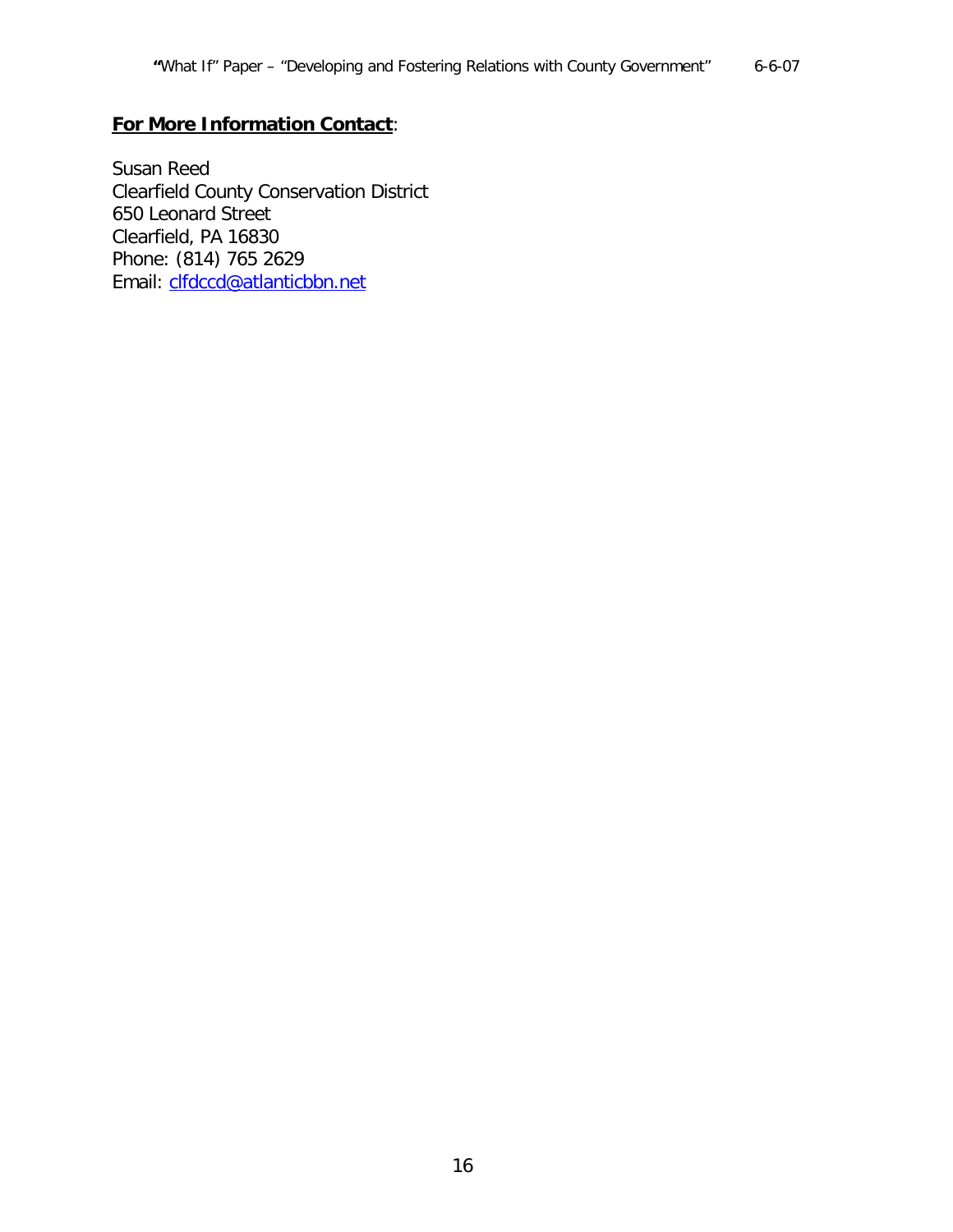**For More Information Contact**:

Susan Reed
Clearfield County Conservation District
650 Leonard Street
Clearfield, PA 16830
Phone: (814) 765 2629
Email: clfdccd@atlanticbbn.net